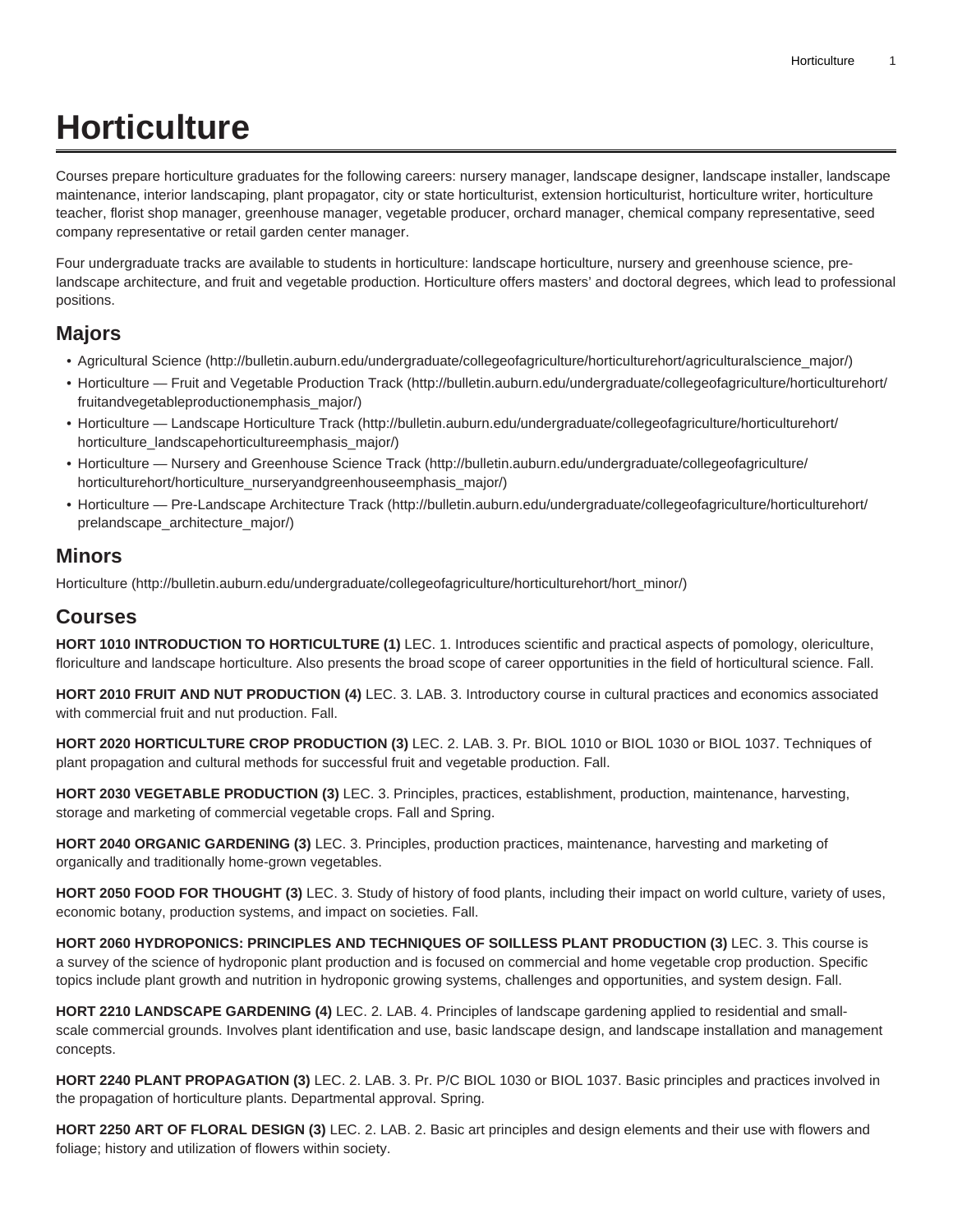# Horticulture

Courses prepare horticulture graduates for the following careers: nursery manager, landscape designer, landscape installer, landscape maintenance, interior landscaping, plant propagator, city or state horticulturist, extension horticulturist, horticulture writer, horticulture teacher, florist shop manager, greenhouse manager, vegetable producer, orchard manager, chemical company representative, seed company representative or retail garden center manager.

Four undergraduate tracks are available to students in horticulture: landscape horticulture, nursery and greenhouse science, pre-landscape architecture, and fruit and vegetable production. Horticulture offers masters' and doctoral degrees, which lead to professional positions.

## Majors

- Agricultural Science (http://bulletin.auburn.edu/undergraduate/collegeofagriculture/horticulturehort/agriculturalscience_major/)
- Horticulture — Fruit and Vegetable Production Track (http://bulletin.auburn.edu/undergraduate/collegeofagriculture/horticulturehort/fruitandvegetableproductionemphasis_major/)
- Horticulture — Landscape Horticulture Track (http://bulletin.auburn.edu/undergraduate/collegeofagriculture/horticulturehort/horticulture_landscapehorticultureemphasis_major/)
- Horticulture — Nursery and Greenhouse Science Track (http://bulletin.auburn.edu/undergraduate/collegeofagriculture/horticulturehort/horticulture_nurseryandgreenhouseemphasis_major/)
- Horticulture — Pre-Landscape Architecture Track (http://bulletin.auburn.edu/undergraduate/collegeofagriculture/horticulturehort/prelandscape_architecture_major/)

## Minors

Horticulture (http://bulletin.auburn.edu/undergraduate/collegeofagriculture/horticulturehort/hort_minor/)

## Courses

**HORT 1010 INTRODUCTION TO HORTICULTURE (1)** LEC. 1. Introduces scientific and practical aspects of pomology, olericulture, floriculture and landscape horticulture. Also presents the broad scope of career opportunities in the field of horticultural science. Fall.

**HORT 2010 FRUIT AND NUT PRODUCTION (4)** LEC. 3. LAB. 3. Introductory course in cultural practices and economics associated with commercial fruit and nut production. Fall.

**HORT 2020 HORTICULTURE CROP PRODUCTION (3)** LEC. 2. LAB. 3. Pr. BIOL 1010 or BIOL 1030 or BIOL 1037. Techniques of plant propagation and cultural methods for successful fruit and vegetable production. Fall.

**HORT 2030 VEGETABLE PRODUCTION (3)** LEC. 3. Principles, practices, establishment, production, maintenance, harvesting, storage and marketing of commercial vegetable crops. Fall and Spring.

**HORT 2040 ORGANIC GARDENING (3)** LEC. 3. Principles, production practices, maintenance, harvesting and marketing of organically and traditionally home-grown vegetables.

**HORT 2050 FOOD FOR THOUGHT (3)** LEC. 3. Study of history of food plants, including their impact on world culture, variety of uses, economic botany, production systems, and impact on societies. Fall.

**HORT 2060 HYDROPONICS: PRINCIPLES AND TECHNIQUES OF SOILLESS PLANT PRODUCTION (3)** LEC. 3. This course is a survey of the science of hydroponic plant production and is focused on commercial and home vegetable crop production. Specific topics include plant growth and nutrition in hydroponic growing systems, challenges and opportunities, and system design. Fall.

**HORT 2210 LANDSCAPE GARDENING (4)** LEC. 2. LAB. 4. Principles of landscape gardening applied to residential and small-scale commercial grounds. Involves plant identification and use, basic landscape design, and landscape installation and management concepts.

**HORT 2240 PLANT PROPAGATION (3)** LEC. 2. LAB. 3. Pr. P/C BIOL 1030 or BIOL 1037. Basic principles and practices involved in the propagation of horticulture plants. Departmental approval. Spring.

**HORT 2250 ART OF FLORAL DESIGN (3)** LEC. 2. LAB. 2. Basic art principles and design elements and their use with flowers and foliage; history and utilization of flowers within society.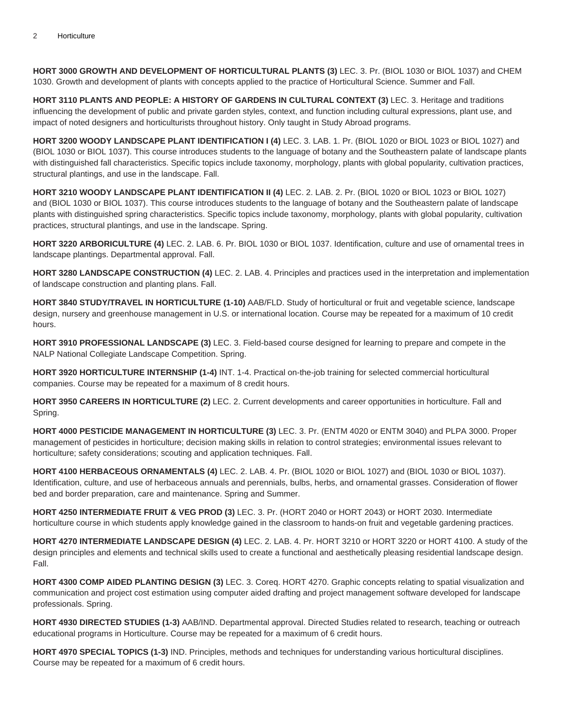**HORT 3000 GROWTH AND DEVELOPMENT OF HORTICULTURAL PLANTS (3)** LEC. 3. Pr. (BIOL 1030 or BIOL 1037) and CHEM 1030. Growth and development of plants with concepts applied to the practice of Horticultural Science. Summer and Fall.

**HORT 3110 PLANTS AND PEOPLE: A HISTORY OF GARDENS IN CULTURAL CONTEXT (3)** LEC. 3. Heritage and traditions influencing the development of public and private garden styles, context, and function including cultural expressions, plant use, and impact of noted designers and horticulturists throughout history. Only taught in Study Abroad programs.

**HORT 3200 WOODY LANDSCAPE PLANT IDENTIFICATION I (4)** LEC. 3. LAB. 1. Pr. (BIOL 1020 or BIOL 1023 or BIOL 1027) and (BIOL 1030 or BIOL 1037). This course introduces students to the language of botany and the Southeastern palate of landscape plants with distinguished fall characteristics. Specific topics include taxonomy, morphology, plants with global popularity, cultivation practices, structural plantings, and use in the landscape. Fall.

**HORT 3210 WOODY LANDSCAPE PLANT IDENTIFICATION II (4)** LEC. 2. LAB. 2. Pr. (BIOL 1020 or BIOL 1023 or BIOL 1027) and (BIOL 1030 or BIOL 1037). This course introduces students to the language of botany and the Southeastern palate of landscape plants with distinguished spring characteristics. Specific topics include taxonomy, morphology, plants with global popularity, cultivation practices, structural plantings, and use in the landscape. Spring.

**HORT 3220 ARBORICULTURE (4)** LEC. 2. LAB. 6. Pr. BIOL 1030 or BIOL 1037. Identification, culture and use of ornamental trees in landscape plantings. Departmental approval. Fall.

**HORT 3280 LANDSCAPE CONSTRUCTION (4)** LEC. 2. LAB. 4. Principles and practices used in the interpretation and implementation of landscape construction and planting plans. Fall.

**HORT 3840 STUDY/TRAVEL IN HORTICULTURE (1-10)** AAB/FLD. Study of horticultural or fruit and vegetable science, landscape design, nursery and greenhouse management in U.S. or international location. Course may be repeated for a maximum of 10 credit hours.

**HORT 3910 PROFESSIONAL LANDSCAPE (3)** LEC. 3. Field-based course designed for learning to prepare and compete in the NALP National Collegiate Landscape Competition. Spring.

**HORT 3920 HORTICULTURE INTERNSHIP (1-4)** INT. 1-4. Practical on-the-job training for selected commercial horticultural companies. Course may be repeated for a maximum of 8 credit hours.

**HORT 3950 CAREERS IN HORTICULTURE (2)** LEC. 2. Current developments and career opportunities in horticulture. Fall and Spring.

**HORT 4000 PESTICIDE MANAGEMENT IN HORTICULTURE (3)** LEC. 3. Pr. (ENTM 4020 or ENTM 3040) and PLPA 3000. Proper management of pesticides in horticulture; decision making skills in relation to control strategies; environmental issues relevant to horticulture; safety considerations; scouting and application techniques. Fall.

**HORT 4100 HERBACEOUS ORNAMENTALS (4)** LEC. 2. LAB. 4. Pr. (BIOL 1020 or BIOL 1027) and (BIOL 1030 or BIOL 1037). Identification, culture, and use of herbaceous annuals and perennials, bulbs, herbs, and ornamental grasses. Consideration of flower bed and border preparation, care and maintenance. Spring and Summer.

**HORT 4250 INTERMEDIATE FRUIT & VEG PROD (3)** LEC. 3. Pr. (HORT 2040 or HORT 2043) or HORT 2030. Intermediate horticulture course in which students apply knowledge gained in the classroom to hands-on fruit and vegetable gardening practices.

**HORT 4270 INTERMEDIATE LANDSCAPE DESIGN (4)** LEC. 2. LAB. 4. Pr. HORT 3210 or HORT 3220 or HORT 4100. A study of the design principles and elements and technical skills used to create a functional and aesthetically pleasing residential landscape design. Fall.

**HORT 4300 COMP AIDED PLANTING DESIGN (3)** LEC. 3. Coreq. HORT 4270. Graphic concepts relating to spatial visualization and communication and project cost estimation using computer aided drafting and project management software developed for landscape professionals. Spring.

**HORT 4930 DIRECTED STUDIES (1-3)** AAB/IND. Departmental approval. Directed Studies related to research, teaching or outreach educational programs in Horticulture. Course may be repeated for a maximum of 6 credit hours.

**HORT 4970 SPECIAL TOPICS (1-3)** IND. Principles, methods and techniques for understanding various horticultural disciplines. Course may be repeated for a maximum of 6 credit hours.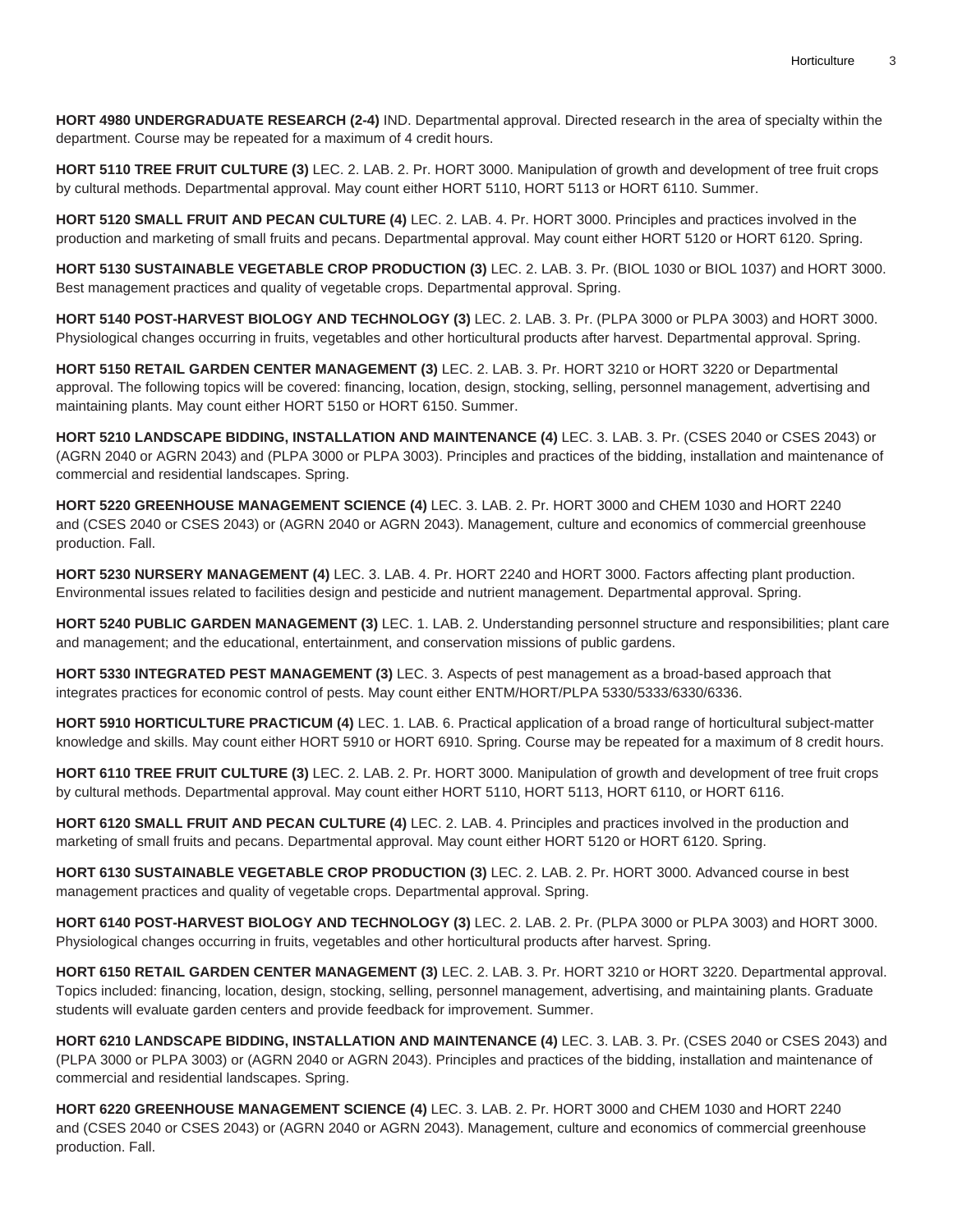**HORT 4980 UNDERGRADUATE RESEARCH (2-4)** IND. Departmental approval. Directed research in the area of specialty within the department. Course may be repeated for a maximum of 4 credit hours.

**HORT 5110 TREE FRUIT CULTURE (3)** LEC. 2. LAB. 2. Pr. HORT 3000. Manipulation of growth and development of tree fruit crops by cultural methods. Departmental approval. May count either HORT 5110, HORT 5113 or HORT 6110. Summer.

**HORT 5120 SMALL FRUIT AND PECAN CULTURE (4)** LEC. 2. LAB. 4. Pr. HORT 3000. Principles and practices involved in the production and marketing of small fruits and pecans. Departmental approval. May count either HORT 5120 or HORT 6120. Spring.

**HORT 5130 SUSTAINABLE VEGETABLE CROP PRODUCTION (3)** LEC. 2. LAB. 3. Pr. (BIOL 1030 or BIOL 1037) and HORT 3000. Best management practices and quality of vegetable crops. Departmental approval. Spring.

**HORT 5140 POST-HARVEST BIOLOGY AND TECHNOLOGY (3)** LEC. 2. LAB. 3. Pr. (PLPA 3000 or PLPA 3003) and HORT 3000. Physiological changes occurring in fruits, vegetables and other horticultural products after harvest. Departmental approval. Spring.

**HORT 5150 RETAIL GARDEN CENTER MANAGEMENT (3)** LEC. 2. LAB. 3. Pr. HORT 3210 or HORT 3220 or Departmental approval. The following topics will be covered: financing, location, design, stocking, selling, personnel management, advertising and maintaining plants. May count either HORT 5150 or HORT 6150. Summer.

**HORT 5210 LANDSCAPE BIDDING, INSTALLATION AND MAINTENANCE (4)** LEC. 3. LAB. 3. Pr. (CSES 2040 or CSES 2043) or (AGRN 2040 or AGRN 2043) and (PLPA 3000 or PLPA 3003). Principles and practices of the bidding, installation and maintenance of commercial and residential landscapes. Spring.

**HORT 5220 GREENHOUSE MANAGEMENT SCIENCE (4)** LEC. 3. LAB. 2. Pr. HORT 3000 and CHEM 1030 and HORT 2240 and (CSES 2040 or CSES 2043) or (AGRN 2040 or AGRN 2043). Management, culture and economics of commercial greenhouse production. Fall.

**HORT 5230 NURSERY MANAGEMENT (4)** LEC. 3. LAB. 4. Pr. HORT 2240 and HORT 3000. Factors affecting plant production. Environmental issues related to facilities design and pesticide and nutrient management. Departmental approval. Spring.

**HORT 5240 PUBLIC GARDEN MANAGEMENT (3)** LEC. 1. LAB. 2. Understanding personnel structure and responsibilities; plant care and management; and the educational, entertainment, and conservation missions of public gardens.

**HORT 5330 INTEGRATED PEST MANAGEMENT (3)** LEC. 3. Aspects of pest management as a broad-based approach that integrates practices for economic control of pests. May count either ENTM/HORT/PLPA 5330/5333/6330/6336.

**HORT 5910 HORTICULTURE PRACTICUM (4)** LEC. 1. LAB. 6. Practical application of a broad range of horticultural subject-matter knowledge and skills. May count either HORT 5910 or HORT 6910. Spring. Course may be repeated for a maximum of 8 credit hours.

**HORT 6110 TREE FRUIT CULTURE (3)** LEC. 2. LAB. 2. Pr. HORT 3000. Manipulation of growth and development of tree fruit crops by cultural methods. Departmental approval. May count either HORT 5110, HORT 5113, HORT 6110, or HORT 6116.

**HORT 6120 SMALL FRUIT AND PECAN CULTURE (4)** LEC. 2. LAB. 4. Principles and practices involved in the production and marketing of small fruits and pecans. Departmental approval. May count either HORT 5120 or HORT 6120. Spring.

**HORT 6130 SUSTAINABLE VEGETABLE CROP PRODUCTION (3)** LEC. 2. LAB. 2. Pr. HORT 3000. Advanced course in best management practices and quality of vegetable crops. Departmental approval. Spring.

**HORT 6140 POST-HARVEST BIOLOGY AND TECHNOLOGY (3)** LEC. 2. LAB. 2. Pr. (PLPA 3000 or PLPA 3003) and HORT 3000. Physiological changes occurring in fruits, vegetables and other horticultural products after harvest. Spring.

**HORT 6150 RETAIL GARDEN CENTER MANAGEMENT (3)** LEC. 2. LAB. 3. Pr. HORT 3210 or HORT 3220. Departmental approval. Topics included: financing, location, design, stocking, selling, personnel management, advertising, and maintaining plants. Graduate students will evaluate garden centers and provide feedback for improvement. Summer.

**HORT 6210 LANDSCAPE BIDDING, INSTALLATION AND MAINTENANCE (4)** LEC. 3. LAB. 3. Pr. (CSES 2040 or CSES 2043) and (PLPA 3000 or PLPA 3003) or (AGRN 2040 or AGRN 2043). Principles and practices of the bidding, installation and maintenance of commercial and residential landscapes. Spring.

**HORT 6220 GREENHOUSE MANAGEMENT SCIENCE (4)** LEC. 3. LAB. 2. Pr. HORT 3000 and CHEM 1030 and HORT 2240 and (CSES 2040 or CSES 2043) or (AGRN 2040 or AGRN 2043). Management, culture and economics of commercial greenhouse production. Fall.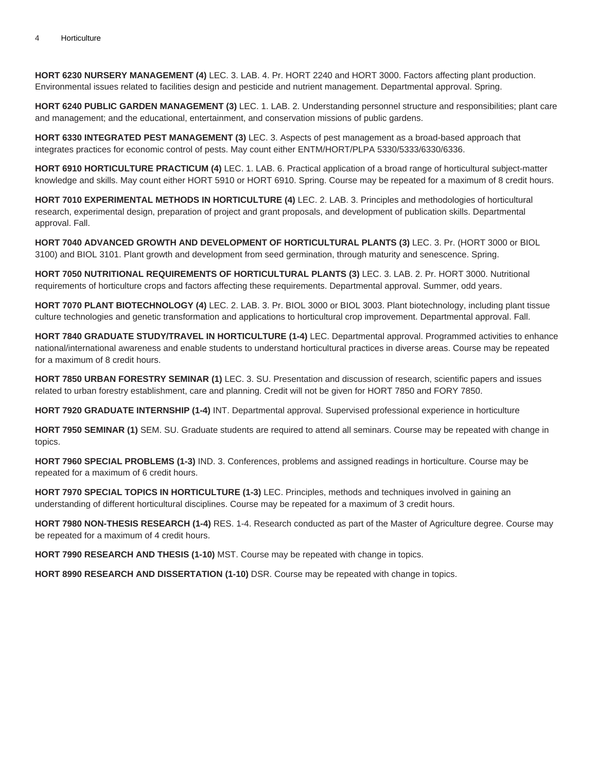**HORT 6230 NURSERY MANAGEMENT (4)** LEC. 3. LAB. 4. Pr. HORT 2240 and HORT 3000. Factors affecting plant production. Environmental issues related to facilities design and pesticide and nutrient management. Departmental approval. Spring.

**HORT 6240 PUBLIC GARDEN MANAGEMENT (3)** LEC. 1. LAB. 2. Understanding personnel structure and responsibilities; plant care and management; and the educational, entertainment, and conservation missions of public gardens.

**HORT 6330 INTEGRATED PEST MANAGEMENT (3)** LEC. 3. Aspects of pest management as a broad-based approach that integrates practices for economic control of pests. May count either ENTM/HORT/PLPA 5330/5333/6330/6336.

**HORT 6910 HORTICULTURE PRACTICUM (4)** LEC. 1. LAB. 6. Practical application of a broad range of horticultural subject-matter knowledge and skills. May count either HORT 5910 or HORT 6910. Spring. Course may be repeated for a maximum of 8 credit hours.

**HORT 7010 EXPERIMENTAL METHODS IN HORTICULTURE (4)** LEC. 2. LAB. 3. Principles and methodologies of horticultural research, experimental design, preparation of project and grant proposals, and development of publication skills. Departmental approval. Fall.

**HORT 7040 ADVANCED GROWTH AND DEVELOPMENT OF HORTICULTURAL PLANTS (3)** LEC. 3. Pr. (HORT 3000 or BIOL 3100) and BIOL 3101. Plant growth and development from seed germination, through maturity and senescence. Spring.

**HORT 7050 NUTRITIONAL REQUIREMENTS OF HORTICULTURAL PLANTS (3)** LEC. 3. LAB. 2. Pr. HORT 3000. Nutritional requirements of horticulture crops and factors affecting these requirements. Departmental approval. Summer, odd years.

**HORT 7070 PLANT BIOTECHNOLOGY (4)** LEC. 2. LAB. 3. Pr. BIOL 3000 or BIOL 3003. Plant biotechnology, including plant tissue culture technologies and genetic transformation and applications to horticultural crop improvement. Departmental approval. Fall.

**HORT 7840 GRADUATE STUDY/TRAVEL IN HORTICULTURE (1-4)** LEC. Departmental approval. Programmed activities to enhance national/international awareness and enable students to understand horticultural practices in diverse areas. Course may be repeated for a maximum of 8 credit hours.

**HORT 7850 URBAN FORESTRY SEMINAR (1)** LEC. 3. SU. Presentation and discussion of research, scientific papers and issues related to urban forestry establishment, care and planning. Credit will not be given for HORT 7850 and FORY 7850.

**HORT 7920 GRADUATE INTERNSHIP (1-4)** INT. Departmental approval. Supervised professional experience in horticulture

**HORT 7950 SEMINAR (1)** SEM. SU. Graduate students are required to attend all seminars. Course may be repeated with change in topics.

**HORT 7960 SPECIAL PROBLEMS (1-3)** IND. 3. Conferences, problems and assigned readings in horticulture. Course may be repeated for a maximum of 6 credit hours.

**HORT 7970 SPECIAL TOPICS IN HORTICULTURE (1-3)** LEC. Principles, methods and techniques involved in gaining an understanding of different horticultural disciplines. Course may be repeated for a maximum of 3 credit hours.

**HORT 7980 NON-THESIS RESEARCH (1-4)** RES. 1-4. Research conducted as part of the Master of Agriculture degree. Course may be repeated for a maximum of 4 credit hours.

**HORT 7990 RESEARCH AND THESIS (1-10)** MST. Course may be repeated with change in topics.

**HORT 8990 RESEARCH AND DISSERTATION (1-10)** DSR. Course may be repeated with change in topics.